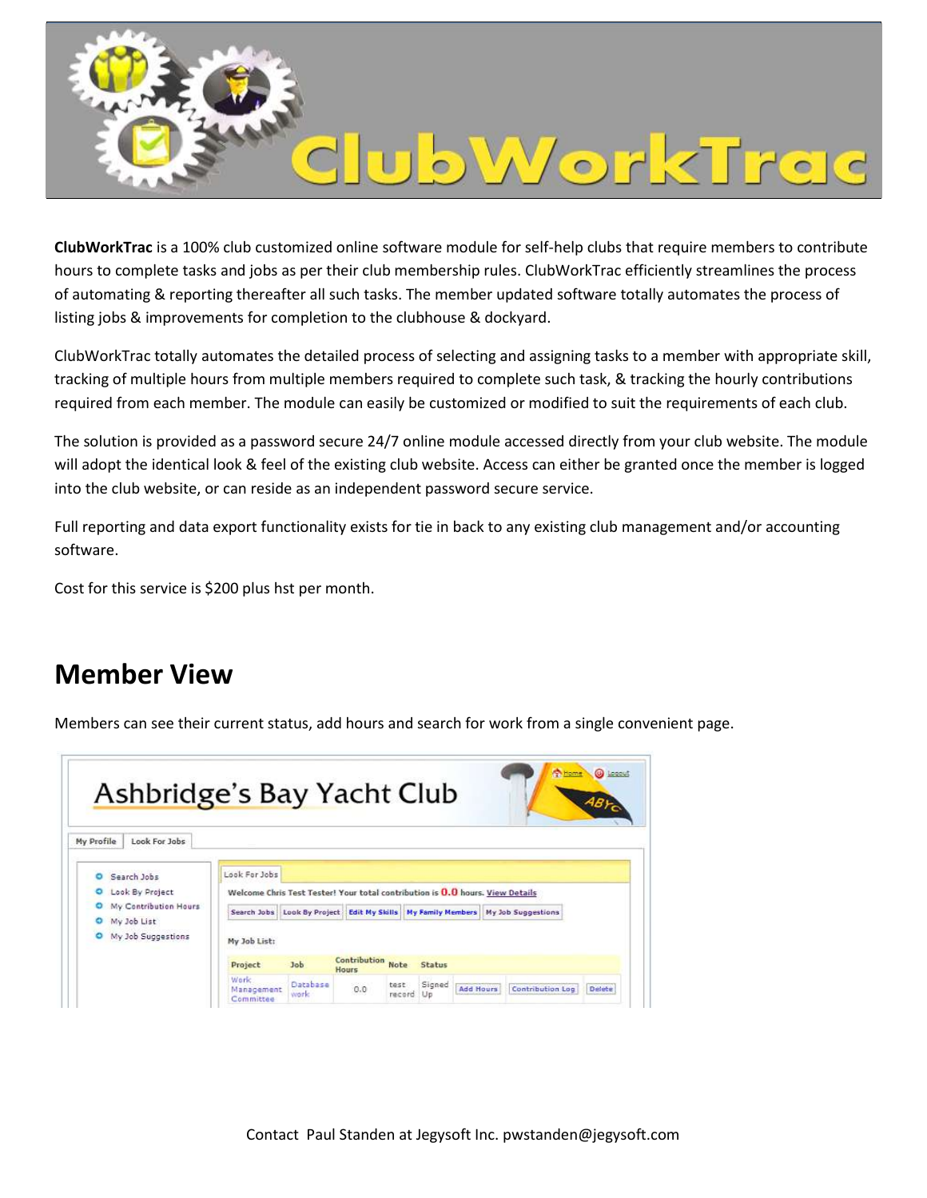# ClubWorkTrac

**ClubWorkTrac** is a 100% club customized online software module for self-help clubs that require members to contribute hours to complete tasks and jobs as per their club membership rules. ClubWorkTrac efficiently streamlines the process of automating & reporting thereafter all such tasks. The member updated software totally automates the process of listing jobs & improvements for completion to the clubhouse & dockyard.

ClubWorkTrac totally automates the detailed process of selecting and assigning tasks to a member with appropriate skill, tracking of multiple hours from multiple members required to complete such task, & tracking the hourly contributions required from each member. The module can easily be customized or modified to suit the requirements of each club.

The solution is provided as a password secure 24/7 online module accessed directly from your club website. The module will adopt the identical look & feel of the existing club website. Access can either be granted once the member is logged into the club website, or can reside as an independent password secure service.

Full reporting and data export functionality exists for tie in back to any existing club management and/or accounting software.

Cost for this service is $200 plus hst per month.

## Member View

Members can see their current status, add hours and search for work from a single convenient page.

Contact Paul Standen at Jegysoft Inc. pwstanden@jegysoft.com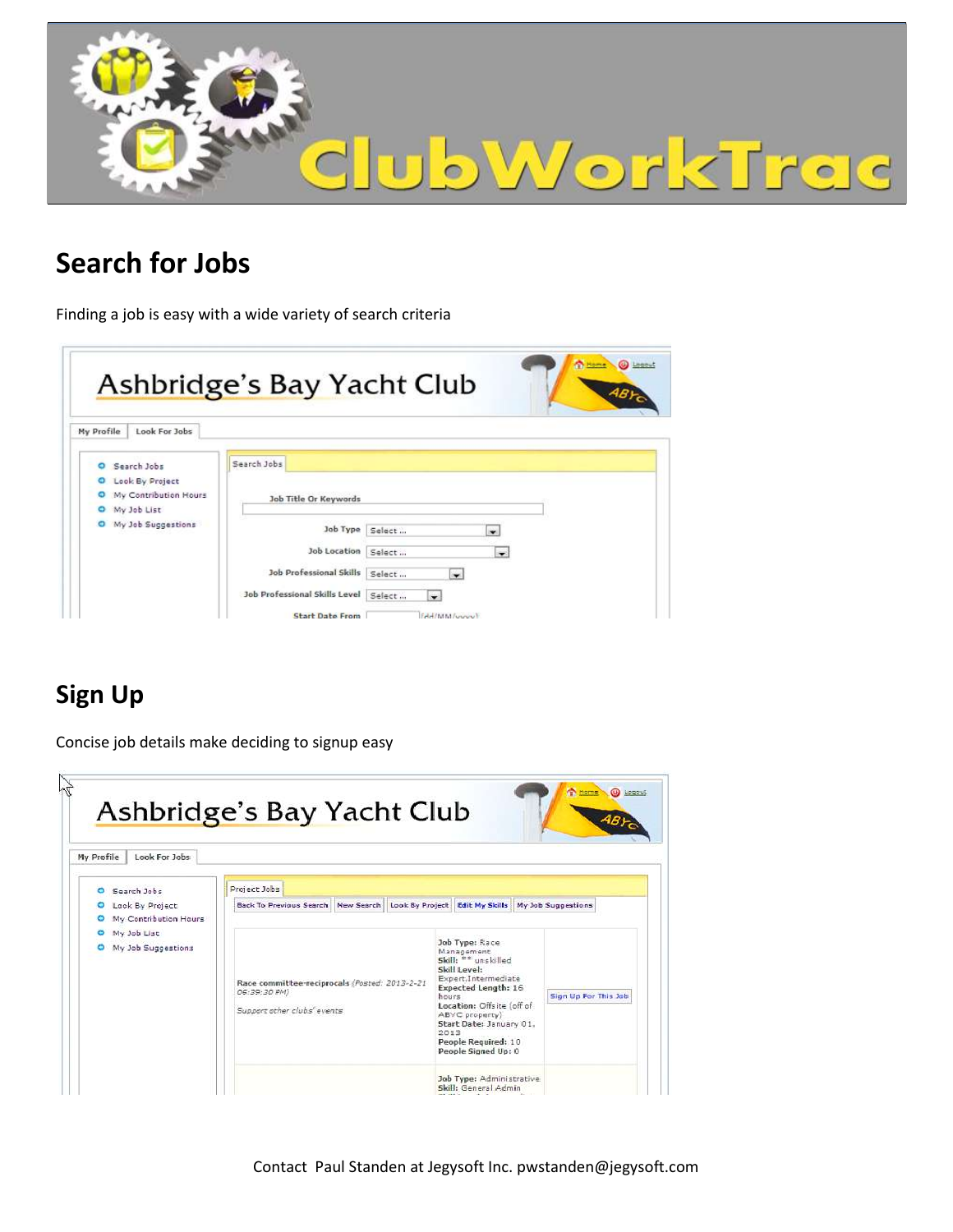# Search for Jobs

Finding a job is easy with a wide variety of search criteria

# Sign Up

Concise job details make deciding to signup easy

Contact Paul Standen at Jegysoft Inc. pwstanden@jegysoft.com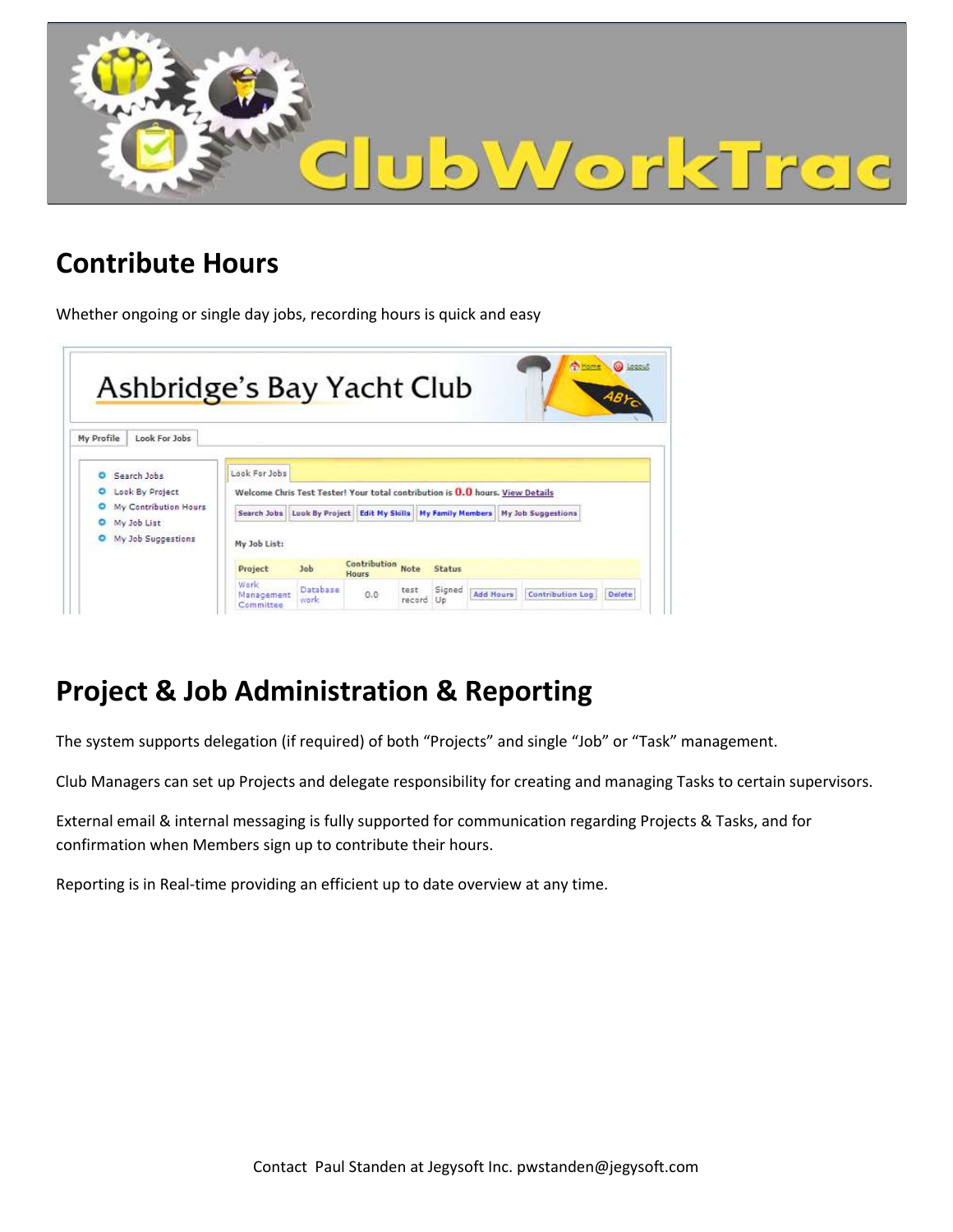## Contribute Hours

Whether ongoing or single day jobs, recording hours is quick and easy

## Project & Job Administration & Reporting

The system supports delegation (if required) of both “Projects” and single “Job” or “Task” management.

Club Managers can set up Projects and delegate responsibility for creating and managing Tasks to certain supervisors.

External email & internal messaging is fully supported for communication regarding Projects & Tasks, and for confirmation when Members sign up to contribute their hours.

Reporting is in Real-time providing an efficient up to date overview at any time.

Contact Paul Standen at Jegysoft Inc. pwstanden@jegysoft.com